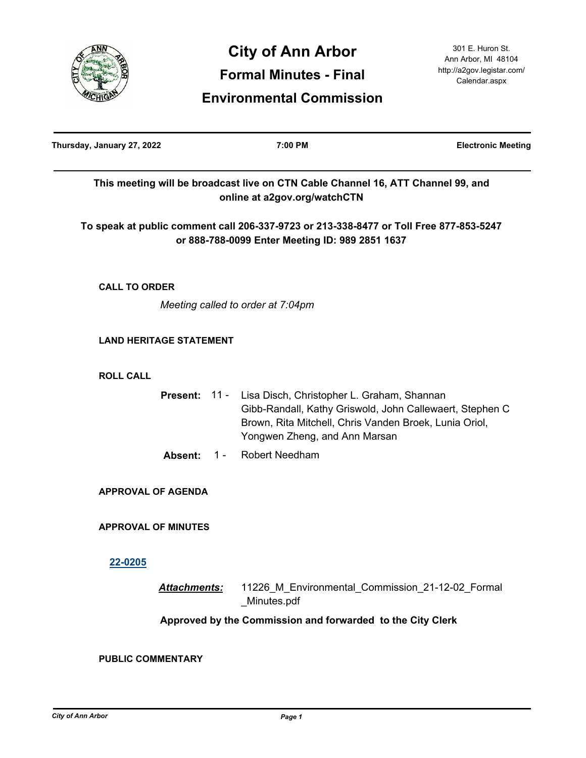# City of Ann Arbor

## Formal Minutes - Final

## Environmental Commission

301 E. Huron St.
Ann Arbor, MI 48104
http://a2gov.legistar.com/Calendar.aspx

| Thursday, January 27, 2022 | 7:00 PM | Electronic Meeting |
|---|---|---|

**This meeting will be broadcast live on CTN Cable Channel 16, ATT Channel 99, and online at a2gov.org/watchCTN**

**To speak at public comment call 206-337-9723 or 213-338-8477 or Toll Free 877-853-5247 or 888-788-0099 Enter Meeting ID: 989 2851 1637**

### CALL TO ORDER

*Meeting called to order at 7:04pm*

### LAND HERITAGE STATEMENT

### ROLL CALL

**Present:** 11 - Lisa Disch, Christopher L. Graham, Shannan Gibb-Randall, Kathy Griswold, John Callewaert, Stephen C Brown, Rita Mitchell, Chris Vanden Broek, Lunia Oriol, Yongwen Zheng, and Ann Marsan

**Absent:** 1 - Robert Needham

### APPROVAL OF AGENDA

### APPROVAL OF MINUTES

**22-0205**

***Attachments:*** 11226_M_Environmental_Commission_21-12-02_Formal_Minutes.pdf

**Approved by the Commission and forwarded to the City Clerk**

### PUBLIC COMMENTARY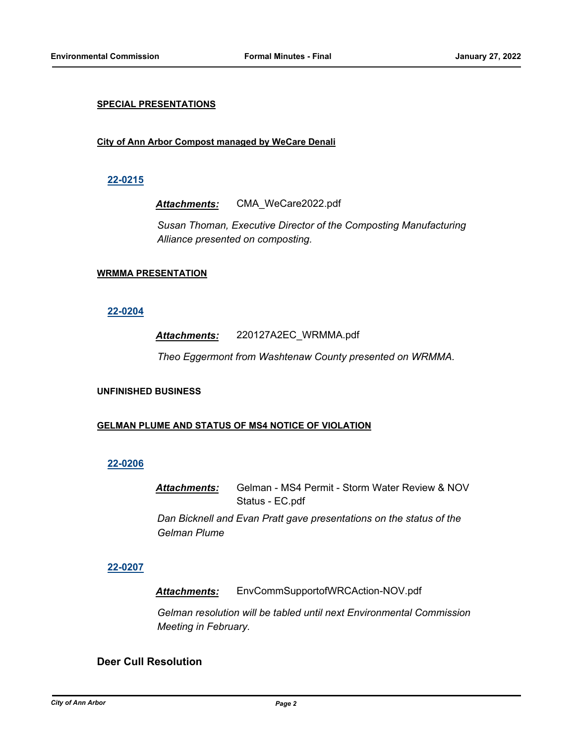**SPECIAL PRESENTATIONS**

**City of Ann Arbor Compost managed by WeCare Denali**

**22-0215**

***Attachments:*** CMA_WeCare2022.pdf

*Susan Thoman, Executive Director of the Composting Manufacturing Alliance presented on composting.*

**WRMMA PRESENTATION**

**22-0204**

***Attachments:*** 220127A2EC_WRMMA.pdf

*Theo Eggermont from Washtenaw County presented on WRMMA.*

**UNFINISHED BUSINESS**

**GELMAN PLUME AND STATUS OF MS4 NOTICE OF VIOLATION**

**22-0206**

***Attachments:*** Gelman - MS4 Permit - Storm Water Review & NOV Status - EC.pdf

*Dan Bicknell and Evan Pratt gave presentations on the status of the Gelman Plume*

**22-0207**

***Attachments:*** EnvCommSupportofWRCAction-NOV.pdf

*Gelman resolution will be tabled until next Environmental Commission Meeting in February.*

## Deer Cull Resolution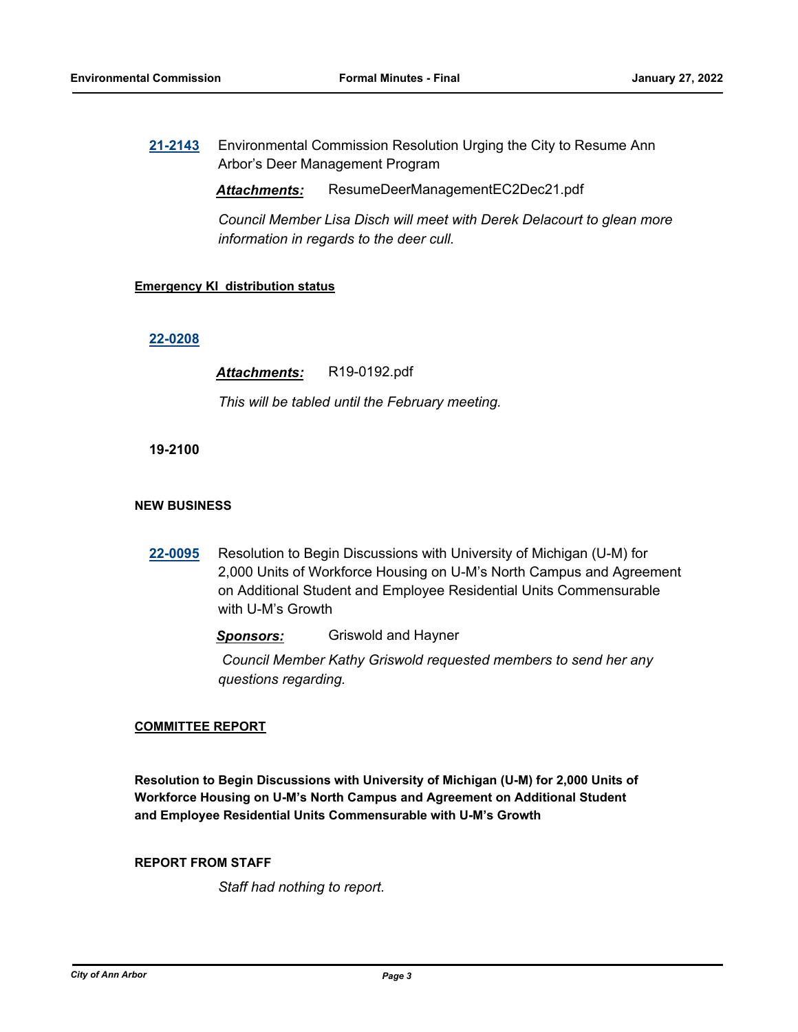**21-2143** Environmental Commission Resolution Urging the City to Resume Ann Arbor's Deer Management Program

***Attachments:*** ResumeDeerManagementEC2Dec21.pdf

*Council Member Lisa Disch will meet with Derek Delacourt to glean more information in regards to the deer cull.*

**Emergency KI distribution status**

**22-0208**

***Attachments:*** R19-0192.pdf

*This will be tabled until the February meeting.*

**19-2100**

**NEW BUSINESS**

**22-0095** Resolution to Begin Discussions with University of Michigan (U-M) for 2,000 Units of Workforce Housing on U-M's North Campus and Agreement on Additional Student and Employee Residential Units Commensurable with U-M's Growth

***Sponsors:*** Griswold and Hayner

*Council Member Kathy Griswold requested members to send her any questions regarding.*

**COMMITTEE REPORT**

**Resolution to Begin Discussions with University of Michigan (U-M) for 2,000 Units of Workforce Housing on U-M's North Campus and Agreement on Additional Student and Employee Residential Units Commensurable with U-M's Growth**

**REPORT FROM STAFF**

*Staff had nothing to report.*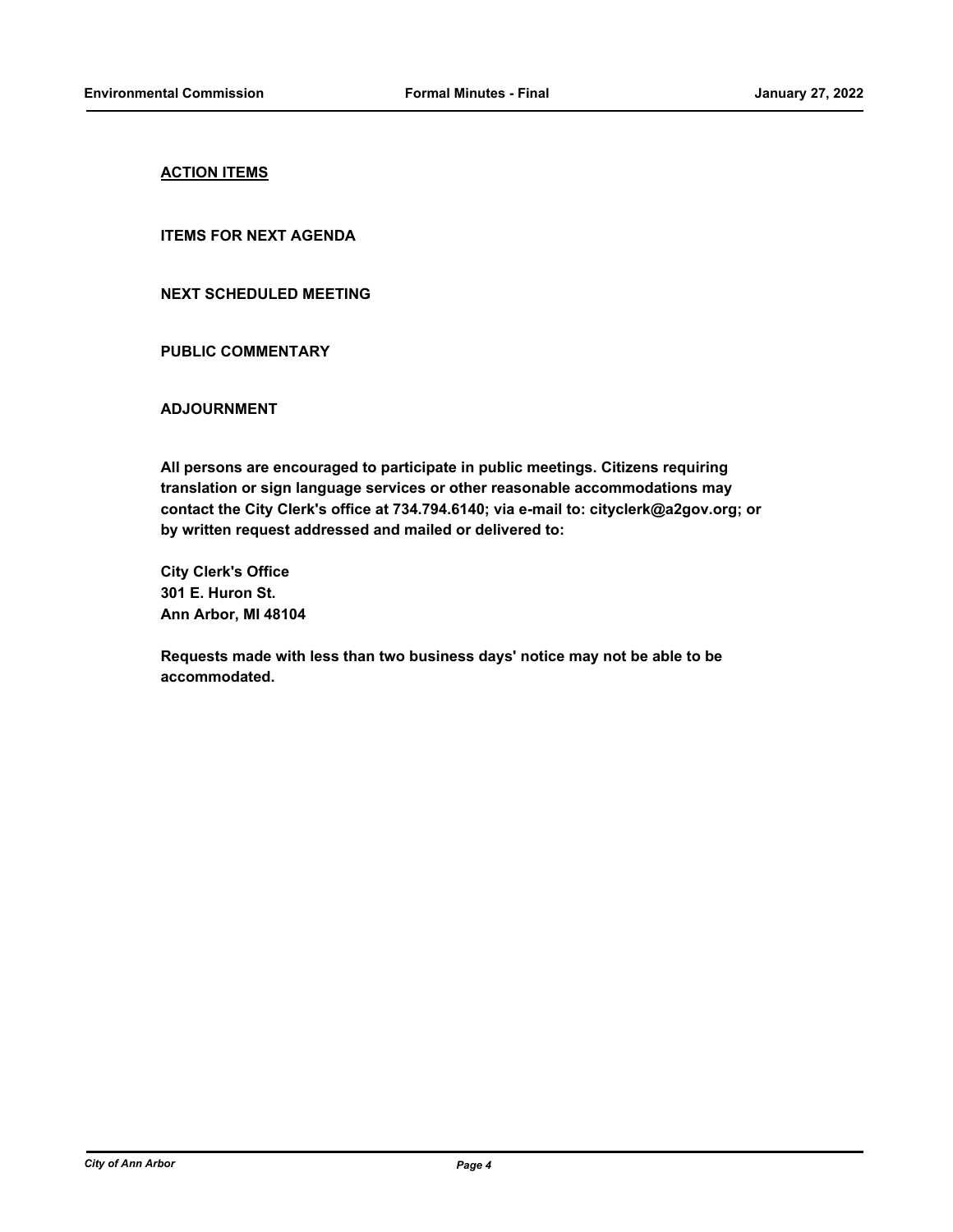**ACTION ITEMS**

**ITEMS FOR NEXT AGENDA**

**NEXT SCHEDULED MEETING**

**PUBLIC COMMENTARY**

**ADJOURNMENT**

**All persons are encouraged to participate in public meetings. Citizens requiring translation or sign language services or other reasonable accommodations may contact the City Clerk's office at 734.794.6140; via e-mail to: cityclerk@a2gov.org; or by written request addressed and mailed or delivered to:**

**City Clerk's Office**
**301 E. Huron St.**
**Ann Arbor, MI 48104**

**Requests made with less than two business days' notice may not be able to be accommodated.**